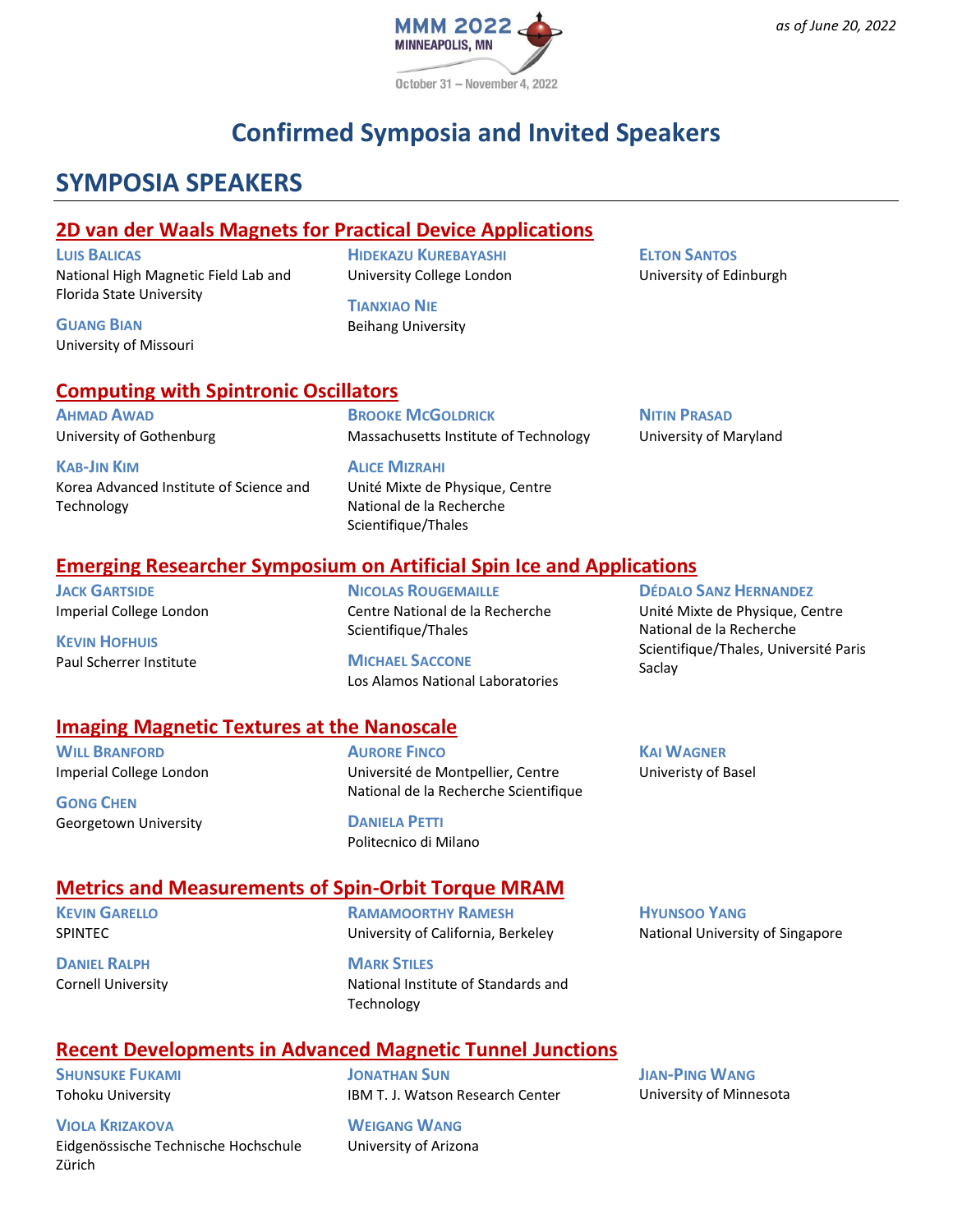*as of June 20, 2022*

MMM 2022
MINNEAPOLIS, MN
October 31 – November 4, 2022

# Confirmed Symposia and Invited Speakers

## SYMPOSIA SPEAKERS

### 2D van der Waals Magnets for Practical Device Applications

**Luis Balicas**
National High Magnetic Field Lab and Florida State University

**Guang Bian**
University of Missouri

**Hidekazu Kurebayashi**
University College London

**Tianxiao Nie**
Beihang University

**Elton Santos**
University of Edinburgh

### Computing with Spintronic Oscillators

**Ahmad Awad**
University of Gothenburg

**Kab-Jin Kim**
Korea Advanced Institute of Science and Technology

**Brooke McGoldrick**
Massachusetts Institute of Technology

**Alice Mizrahi**
Unité Mixte de Physique, Centre National de la Recherche Scientifique/Thales

**Nitin Prasad**
University of Maryland

### Emerging Researcher Symposium on Artificial Spin Ice and Applications

**Jack Gartside**
Imperial College London

**Kevin Hofhuis**
Paul Scherrer Institute

**Nicolas Rougemaille**
Centre National de la Recherche Scientifique/Thales

**Michael Saccone**
Los Alamos National Laboratories

**Dédalo Sanz Hernandez**
Unité Mixte de Physique, Centre National de la Recherche Scientifique/Thales, Université Paris Saclay

### Imaging Magnetic Textures at the Nanoscale

**Will Branford**
Imperial College London

**Gong Chen**
Georgetown University

**Aurore Finco**
Université de Montpellier, Centre National de la Recherche Scientifique

**Daniela Petti**
Politecnico di Milano

**Kai Wagner**
Univeristy of Basel

### Metrics and Measurements of Spin-Orbit Torque MRAM

**Kevin Garello**
SPINTEC

**Daniel Ralph**
Cornell University

**Ramamoorthy Ramesh**
University of California, Berkeley

**Mark Stiles**
National Institute of Standards and Technology

**Hyunsoo Yang**
National University of Singapore

### Recent Developments in Advanced Magnetic Tunnel Junctions

**Shunsuke Fukami**
Tohoku University

**Viola Krizakova**
Eidgenössische Technische Hochschule Zürich

**Jonathan Sun**
IBM T. J. Watson Research Center

**Weigang Wang**
University of Arizona

**Jian-Ping Wang**
University of Minnesota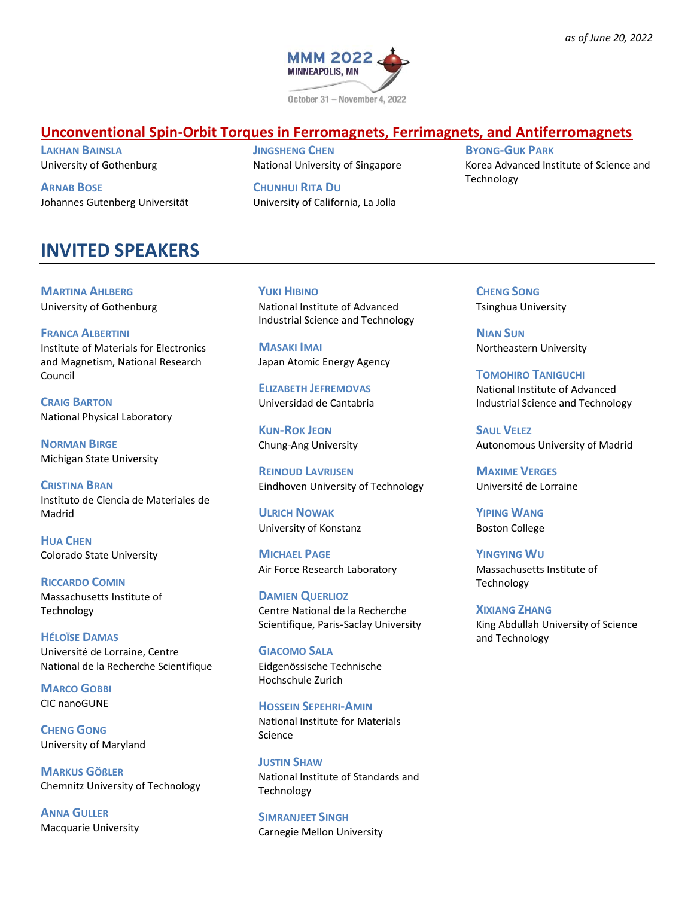*as of June 20, 2022*

MMM 2022
MINNEAPOLIS, MN
October 31 – November 4, 2022

## Unconventional Spin-Orbit Torques in Ferromagnets, Ferrimagnets, and Antiferromagnets

**Lakhan Bainsla**
University of Gothenburg

**Arnab Bose**
Johannes Gutenberg Universität

**Jingsheng Chen**
National University of Singapore

**Chunhui Rita Du**
University of California, La Jolla

**Byong-Guk Park**
Korea Advanced Institute of Science and Technology

# INVITED SPEAKERS

**Martina Ahlberg**
University of Gothenburg

**Franca Albertini**
Institute of Materials for Electronics and Magnetism, National Research Council

**Craig Barton**
National Physical Laboratory

**Norman Birge**
Michigan State University

**Cristina Bran**
Instituto de Ciencia de Materiales de Madrid

**Hua Chen**
Colorado State University

**Riccardo Comin**
Massachusetts Institute of Technology

**Héloïse Damas**
Université de Lorraine, Centre National de la Recherche Scientifique

**Marco Gobbi**
CIC nanoGUNE

**Cheng Gong**
University of Maryland

**Markus Gößler**
Chemnitz University of Technology

**Anna Guller**
Macquarie University

**Yuki Hibino**
National Institute of Advanced Industrial Science and Technology

**Masaki Imai**
Japan Atomic Energy Agency

**Elizabeth Jefremovas**
Universidad de Cantabria

**Kun-Rok Jeon**
Chung-Ang University

**Reinoud Lavrijsen**
Eindhoven University of Technology

**Ulrich Nowak**
University of Konstanz

**Michael Page**
Air Force Research Laboratory

**Damien Querlioz**
Centre National de la Recherche Scientifique, Paris-Saclay University

**Giacomo Sala**
Eidgenössische Technische Hochschule Zurich

**Hossein Sepehri-Amin**
National Institute for Materials Science

**Justin Shaw**
National Institute of Standards and Technology

**Simranjeet Singh**
Carnegie Mellon University

**Cheng Song**
Tsinghua University

**Nian Sun**
Northeastern University

**Tomohiro Taniguchi**
National Institute of Advanced Industrial Science and Technology

**Saul Velez**
Autonomous University of Madrid

**Maxime Verges**
Université de Lorraine

**Yiping Wang**
Boston College

**Yingying Wu**
Massachusetts Institute of Technology

**Xixiang Zhang**
King Abdullah University of Science and Technology